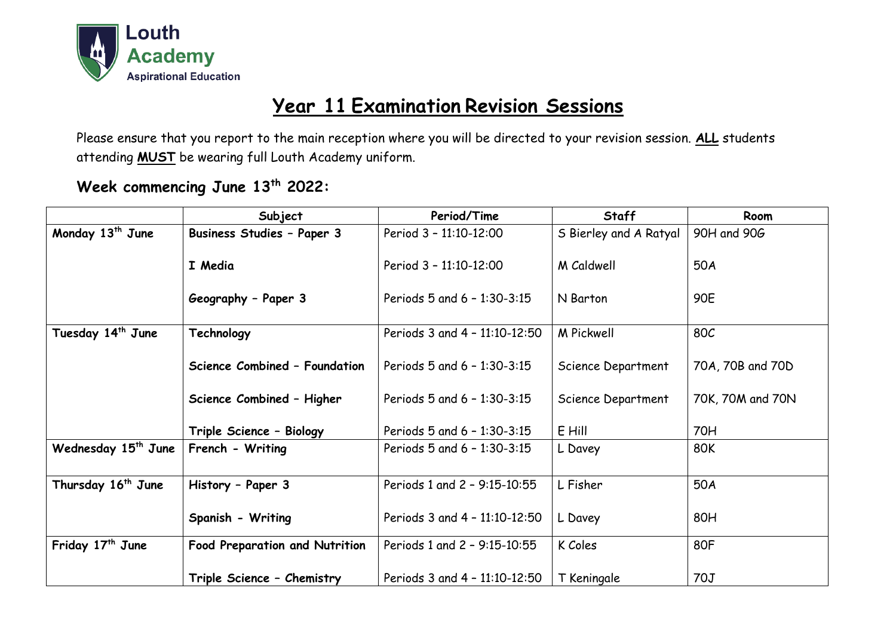Louth Academy
Aspirational Education

# Year 11 Examination Revision Sessions

Please ensure that you report to the main reception where you will be directed to your revision session. **ALL** students attending **MUST** be wearing full Louth Academy uniform.

## Week commencing June 13th 2022:

| | Subject | Period/Time | Staff | Room |
|---|---|---|---|---|
| **Monday 13th June** | **Business Studies – Paper 3** | Period 3 – 11:10-12:00 | S Bierley and A Ratyal | 90H and 90G |
| | **I Media** | Period 3 – 11:10-12:00 | M Caldwell | 50A |
| | **Geography – Paper 3** | Periods 5 and 6 – 1:30-3:15 | N Barton | 90E |
| **Tuesday 14th June** | **Technology** | Periods 3 and 4 – 11:10-12:50 | M Pickwell | 80C |
| | **Science Combined – Foundation** | Periods 5 and 6 – 1:30-3:15 | Science Department | 70A, 70B and 70D |
| | **Science Combined – Higher** | Periods 5 and 6 – 1:30-3:15 | Science Department | 70K, 70M and 70N |
| | **Triple Science – Biology** | Periods 5 and 6 – 1:30-3:15 | E Hill | 70H |
| **Wednesday 15th June** | **French - Writing** | Periods 5 and 6 – 1:30-3:15 | L Davey | 80K |
| **Thursday 16th June** | **History – Paper 3** | Periods 1 and 2 – 9:15-10:55 | L Fisher | 50A |
| | **Spanish - Writing** | Periods 3 and 4 – 11:10-12:50 | L Davey | 80H |
| **Friday 17th June** | **Food Preparation and Nutrition** | Periods 1 and 2 – 9:15-10:55 | K Coles | 80F |
| | **Triple Science – Chemistry** | Periods 3 and 4 – 11:10-12:50 | T Keningale | 70J |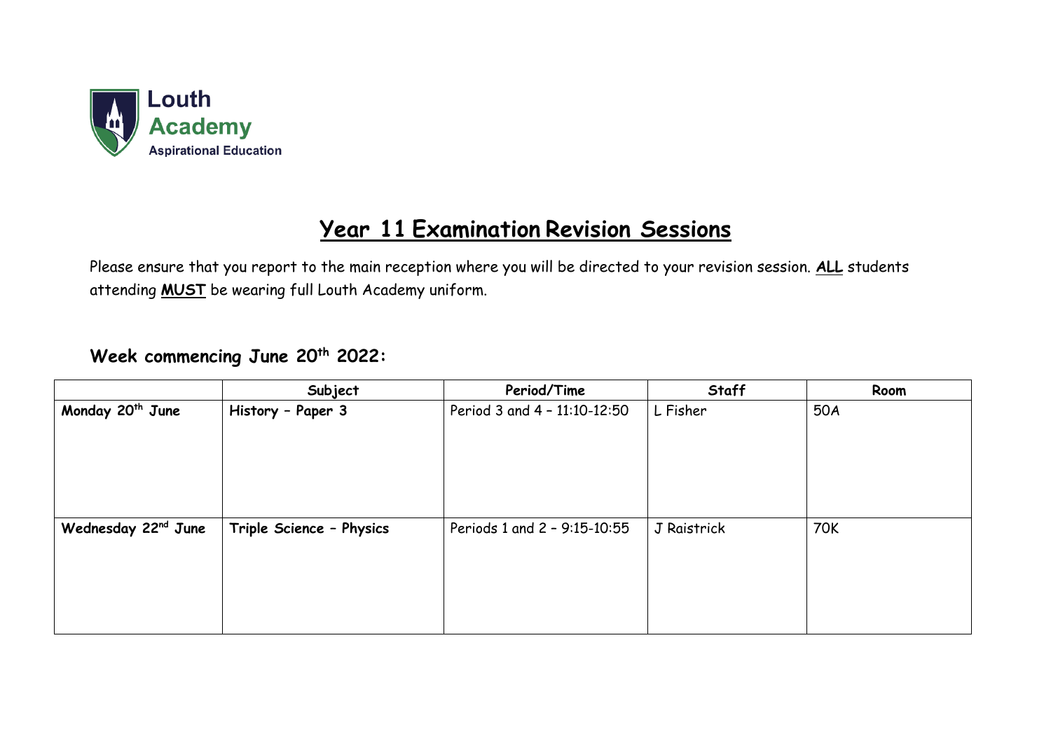Louth Academy
Aspirational Education

# Year 11 Examination Revision Sessions

Please ensure that you report to the main reception where you will be directed to your revision session. **ALL** students attending **MUST** be wearing full Louth Academy uniform.

## Week commencing June 20th 2022:

| | Subject | Period/Time | Staff | Room |
|---|---|---|---|---|
| **Monday 20th June** | **History – Paper 3** | Period 3 and 4 – 11:10-12:50 | L Fisher | 50A |
| **Wednesday 22nd June** | **Triple Science – Physics** | Periods 1 and 2 – 9:15-10:55 | J Raistrick | 70K |